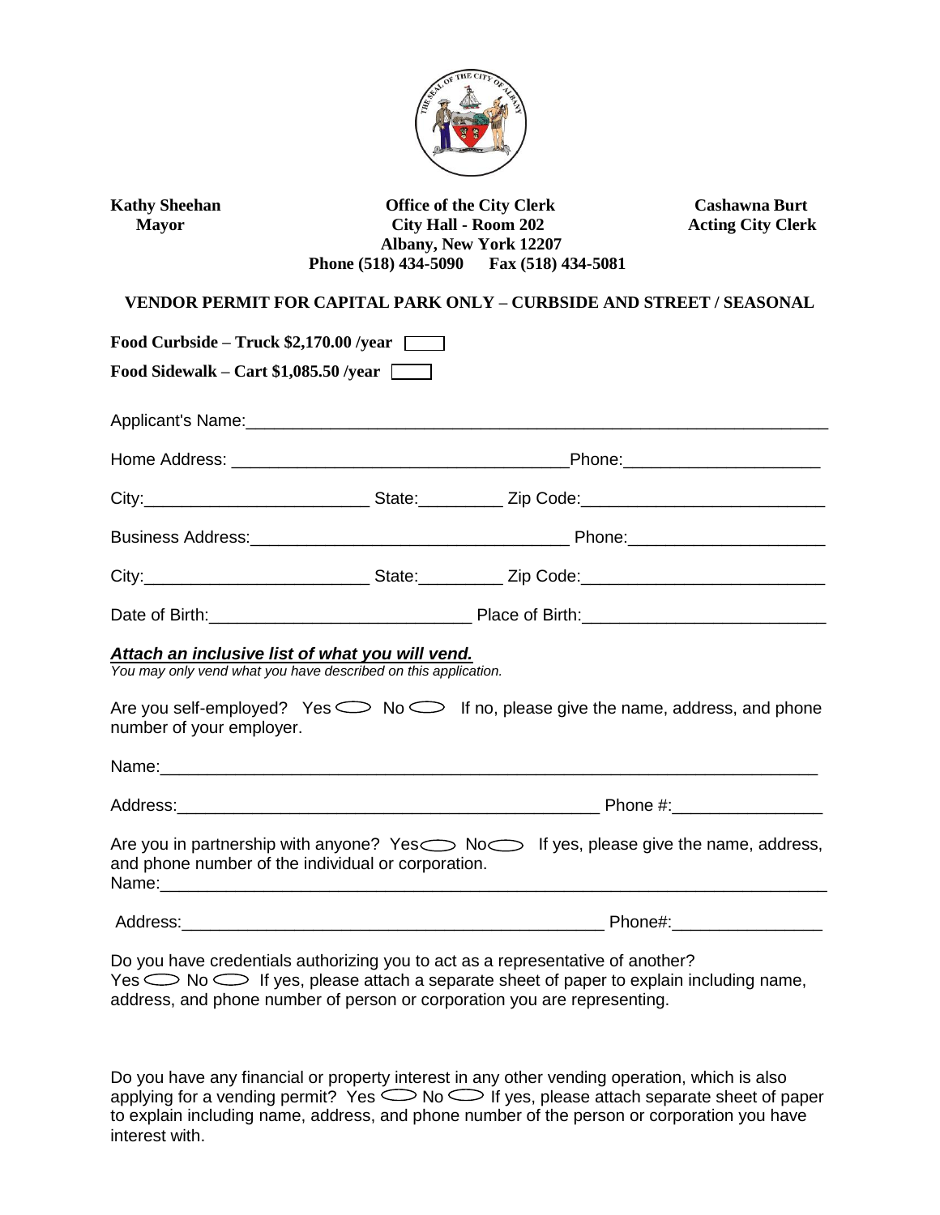**Kathy Sheehan**
**Mayor**

**Office of the City Clerk**
**City Hall - Room 202**
**Albany, New York 12207**
**Phone (518) 434-5090 Fax (518) 434-5081**

**Cashawna Burt**
**Acting City Clerk**

**VENDOR PERMIT FOR CAPITAL PARK ONLY – CURBSIDE AND STREET / SEASONAL**

**Food Curbside – Truck $2,170.00 /year** ☐

**Food Sidewalk – Cart $1,085.50 /year** ☐

Applicant's Name:_______________________________________________

Home Address: ____________________________________ Phone:____________________

City:________________________ State:_________ Zip Code:_________________________

Business Address:__________________________________ Phone:____________________

City:________________________ State:_________ Zip Code:_________________________

Date of Birth:____________________________ Place of Birth:_________________________

***Attach an inclusive list of what you will vend.***

*You may only vend what you have described on this application.*

Are you self-employed? Yes ◯ No ◯ If no, please give the name, address, and phone number of your employer.

Name:_______________________________________________________________________

Address:_______________________________________________ Phone #:________________

Are you in partnership with anyone? Yes ◯ No ◯ If yes, please give the name, address, and phone number of the individual or corporation.

Name:_______________________________________________________________________

Address:_______________________________________________ Phone#:________________

Do you have credentials authorizing you to act as a representative of another?
Yes ◯ No ◯ If yes, please attach a separate sheet of paper to explain including name, address, and phone number of person or corporation you are representing.

Do you have any financial or property interest in any other vending operation, which is also applying for a vending permit? Yes ◯ No ◯ If yes, please attach separate sheet of paper to explain including name, address, and phone number of the person or corporation you have interest with.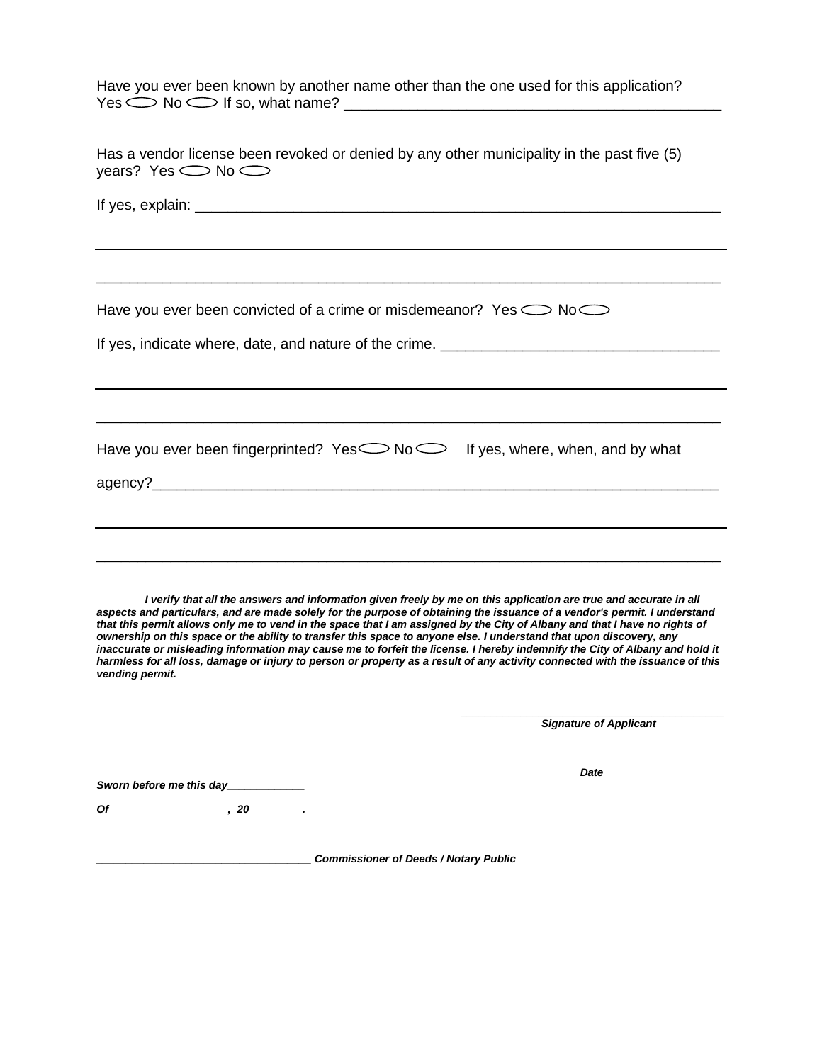Have you ever been known by another name other than the one used for this application?
Yes ⬭ No ⬭ If so, what name? _______________________________________________

Has a vendor license been revoked or denied by any other municipality in the past five (5) years? Yes ⬭ No ⬭

If yes, explain: _________________________________________________________________

___________________________________________________________________________

___________________________________________________________________________

Have you ever been convicted of a crime or misdemeanor? Yes ⬭ No ⬭

If yes, indicate where, date, and nature of the crime. _________________________________

___________________________________________________________________________

___________________________________________________________________________

Have you ever been fingerprinted? Yes ⬭ No ⬭ If yes, where, when, and by what

agency?____________________________________________________________________

___________________________________________________________________________

___________________________________________________________________________

***I verify that all the answers and information given freely by me on this application are true and accurate in all aspects and particulars, and are made solely for the purpose of obtaining the issuance of a vendor's permit. I understand that this permit allows only me to vend in the space that I am assigned by the City of Albany and that I have no rights of ownership on this space or the ability to transfer this space to anyone else. I understand that upon discovery, any inaccurate or misleading information may cause me to forfeit the license. I hereby indemnify the City of Albany and hold it harmless for all loss, damage or injury to person or property as a result of any activity connected with the issuance of this vending permit.***

_______________________________________
***Signature of Applicant***

_______________________________________
***Date***

***Sworn before me this day_____________***

***Of___________________, 20_________.***

___________________________________ ***Commissioner of Deeds / Notary Public***